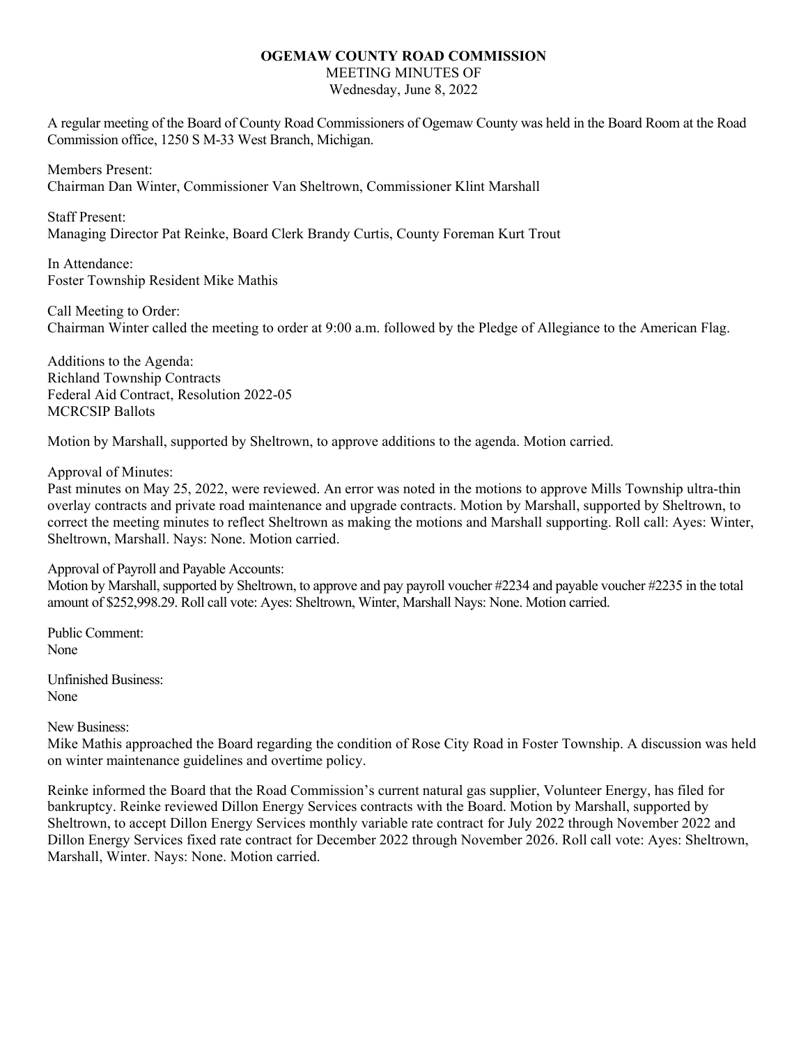**OGEMAW COUNTY ROAD COMMISSION**
MEETING MINUTES OF
Wednesday, June 8, 2022

A regular meeting of the Board of County Road Commissioners of Ogemaw County was held in the Board Room at the Road Commission office, 1250 S M-33 West Branch, Michigan.

Members Present:
Chairman Dan Winter, Commissioner Van Sheltrown, Commissioner Klint Marshall

Staff Present:
Managing Director Pat Reinke, Board Clerk Brandy Curtis, County Foreman Kurt Trout

In Attendance:
Foster Township Resident Mike Mathis

Call Meeting to Order:
Chairman Winter called the meeting to order at 9:00 a.m. followed by the Pledge of Allegiance to the American Flag.

Additions to the Agenda:
Richland Township Contracts
Federal Aid Contract, Resolution 2022-05
MCRCSIP Ballots

Motion by Marshall, supported by Sheltrown, to approve additions to the agenda. Motion carried.

Approval of Minutes:
Past minutes on May 25, 2022, were reviewed. An error was noted in the motions to approve Mills Township ultra-thin overlay contracts and private road maintenance and upgrade contracts. Motion by Marshall, supported by Sheltrown, to correct the meeting minutes to reflect Sheltrown as making the motions and Marshall supporting. Roll call: Ayes: Winter, Sheltrown, Marshall. Nays: None. Motion carried.

Approval of Payroll and Payable Accounts:
Motion by Marshall, supported by Sheltrown, to approve and pay payroll voucher #2234 and payable voucher #2235 in the total amount of $252,998.29. Roll call vote: Ayes: Sheltrown, Winter, Marshall Nays: None. Motion carried.

Public Comment:
None

Unfinished Business:
None

New Business:
Mike Mathis approached the Board regarding the condition of Rose City Road in Foster Township. A discussion was held on winter maintenance guidelines and overtime policy.

Reinke informed the Board that the Road Commission's current natural gas supplier, Volunteer Energy, has filed for bankruptcy. Reinke reviewed Dillon Energy Services contracts with the Board. Motion by Marshall, supported by Sheltrown, to accept Dillon Energy Services monthly variable rate contract for July 2022 through November 2022 and Dillon Energy Services fixed rate contract for December 2022 through November 2026. Roll call vote: Ayes: Sheltrown, Marshall, Winter. Nays: None. Motion carried.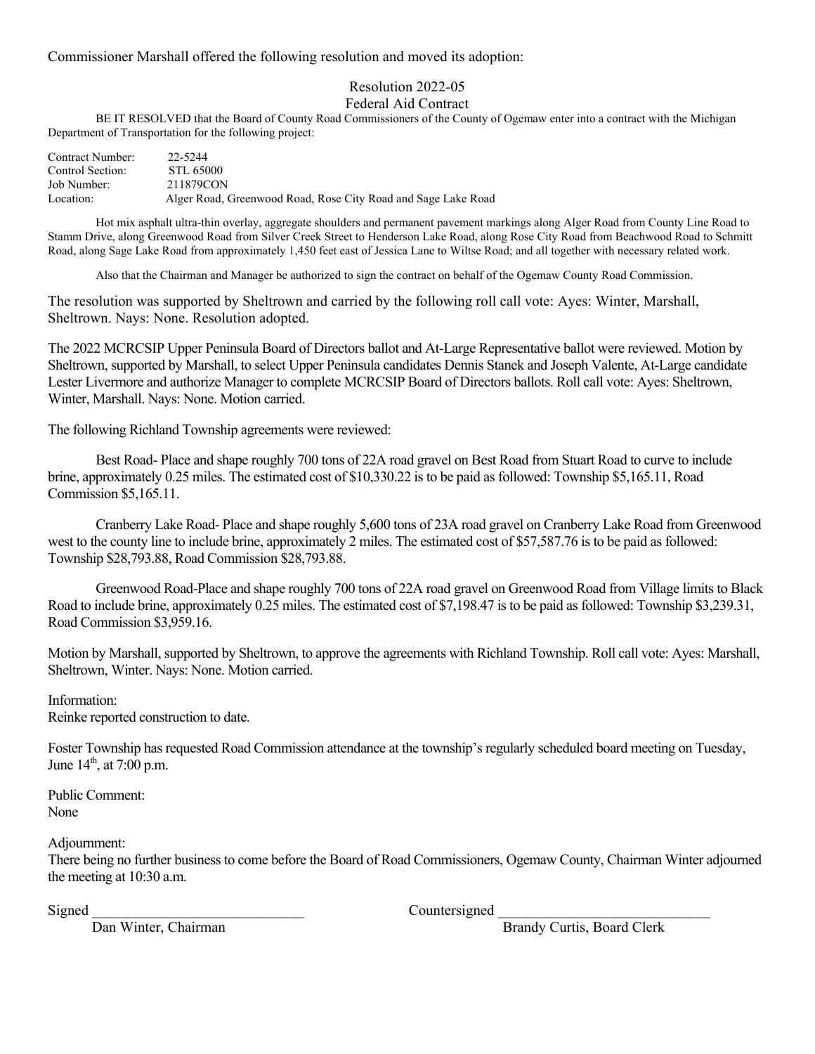Commissioner Marshall offered the following resolution and moved its adoption:

Resolution 2022-05

Federal Aid Contract

BE IT RESOLVED that the Board of County Road Commissioners of the County of Ogemaw enter into a contract with the Michigan Department of Transportation for the following project:

| | |
|---|---|
| Contract Number: | 22-5244 |
| Control Section: | STL 65000 |
| Job Number: | 211879CON |
| Location: | Alger Road, Greenwood Road, Rose City Road and Sage Lake Road |

Hot mix asphalt ultra-thin overlay, aggregate shoulders and permanent pavement markings along Alger Road from County Line Road to Stamm Drive, along Greenwood Road from Silver Creek Street to Henderson Lake Road, along Rose City Road from Beachwood Road to Schmitt Road, along Sage Lake Road from approximately 1,450 feet east of Jessica Lane to Wiltse Road; and all together with necessary related work.

Also that the Chairman and Manager be authorized to sign the contract on behalf of the Ogemaw County Road Commission.

The resolution was supported by Sheltrown and carried by the following roll call vote: Ayes: Winter, Marshall, Sheltrown. Nays: None. Resolution adopted.

The 2022 MCRCSIP Upper Peninsula Board of Directors ballot and At-Large Representative ballot were reviewed. Motion by Sheltrown, supported by Marshall, to select Upper Peninsula candidates Dennis Stanek and Joseph Valente, At-Large candidate Lester Livermore and authorize Manager to complete MCRCSIP Board of Directors ballots. Roll call vote: Ayes: Sheltrown, Winter, Marshall. Nays: None. Motion carried.

The following Richland Township agreements were reviewed:

Best Road- Place and shape roughly 700 tons of 22A road gravel on Best Road from Stuart Road to curve to include brine, approximately 0.25 miles. The estimated cost of $10,330.22 is to be paid as followed: Township $5,165.11, Road Commission $5,165.11.

Cranberry Lake Road- Place and shape roughly 5,600 tons of 23A road gravel on Cranberry Lake Road from Greenwood west to the county line to include brine, approximately 2 miles. The estimated cost of $57,587.76 is to be paid as followed: Township $28,793.88, Road Commission $28,793.88.

Greenwood Road-Place and shape roughly 700 tons of 22A road gravel on Greenwood Road from Village limits to Black Road to include brine, approximately 0.25 miles. The estimated cost of $7,198.47 is to be paid as followed: Township $3,239.31, Road Commission $3,959.16.

Motion by Marshall, supported by Sheltrown, to approve the agreements with Richland Township. Roll call vote: Ayes: Marshall, Sheltrown, Winter. Nays: None. Motion carried.

Information:
Reinke reported construction to date.

Foster Township has requested Road Commission attendance at the township's regularly scheduled board meeting on Tuesday, June 14th, at 7:00 p.m.

Public Comment:
None

Adjournment:
There being no further business to come before the Board of Road Commissioners, Ogemaw County, Chairman Winter adjourned the meeting at 10:30 a.m.

Signed ____________________________
Dan Winter, Chairman

Countersigned ____________________________
Brandy Curtis, Board Clerk